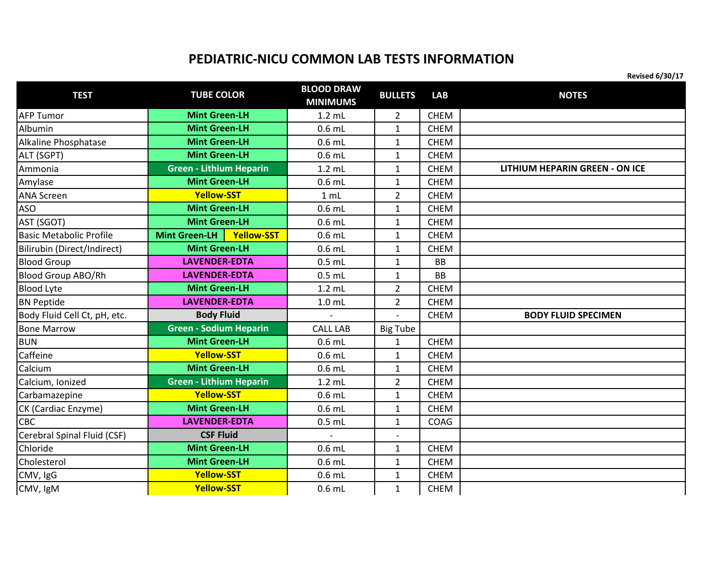# PEDIATRIC-NICU COMMON LAB TESTS INFORMATION

**Revised 6/30/17**

| TEST | TUBE COLOR | BLOOD DRAW MINIMUMS | BULLETS | LAB | NOTES |
|---|---|---|---|---|---|
| AFP Tumor | Mint Green-LH | 1.2 mL | 2 | CHEM | |
| Albumin | Mint Green-LH | 0.6 mL | 1 | CHEM | |
| Alkaline Phosphatase | Mint Green-LH | 0.6 mL | 1 | CHEM | |
| ALT (SGPT) | Mint Green-LH | 0.6 mL | 1 | CHEM | |
| Ammonia | Green - Lithium Heparin | 1.2 mL | 1 | CHEM | **LITHIUM HEPARIN GREEN - ON ICE** |
| Amylase | Mint Green-LH | 0.6 mL | 1 | CHEM | |
| ANA Screen | Yellow-SST | 1 mL | 2 | CHEM | |
| ASO | Mint Green-LH | 0.6 mL | 1 | CHEM | |
| AST (SGOT) | Mint Green-LH | 0.6 mL | 1 | CHEM | |
| Basic Metabolic Profile | Mint Green-LH / Yellow-SST | 0.6 mL | 1 | CHEM | |
| Bilirubin (Direct/Indirect) | Mint Green-LH | 0.6 mL | 1 | CHEM | |
| Blood Group | LAVENDER-EDTA | 0.5 mL | 1 | BB | |
| Blood Group ABO/Rh | LAVENDER-EDTA | 0.5 mL | 1 | BB | |
| Blood Lyte | Mint Green-LH | 1.2 mL | 2 | CHEM | |
| BN Peptide | LAVENDER-EDTA | 1.0 mL | 2 | CHEM | |
| Body Fluid Cell Ct, pH, etc. | Body Fluid | - | - | CHEM | **BODY FLUID SPECIMEN** |
| Bone Marrow | Green - Sodium Heparin | CALL LAB | Big Tube | | |
| BUN | Mint Green-LH | 0.6 mL | 1 | CHEM | |
| Caffeine | Yellow-SST | 0.6 mL | 1 | CHEM | |
| Calcium | Mint Green-LH | 0.6 mL | 1 | CHEM | |
| Calcium, Ionized | Green - Lithium Heparin | 1.2 mL | 2 | CHEM | |
| Carbamazepine | Yellow-SST | 0.6 mL | 1 | CHEM | |
| CK (Cardiac Enzyme) | Mint Green-LH | 0.6 mL | 1 | CHEM | |
| CBC | LAVENDER-EDTA | 0.5 mL | 1 | COAG | |
| Cerebral Spinal Fluid (CSF) | CSF Fluid | - | - | | |
| Chloride | Mint Green-LH | 0.6 mL | 1 | CHEM | |
| Cholesterol | Mint Green-LH | 0.6 mL | 1 | CHEM | |
| CMV, IgG | Yellow-SST | 0.6 mL | 1 | CHEM | |
| CMV, IgM | Yellow-SST | 0.6 mL | 1 | CHEM | |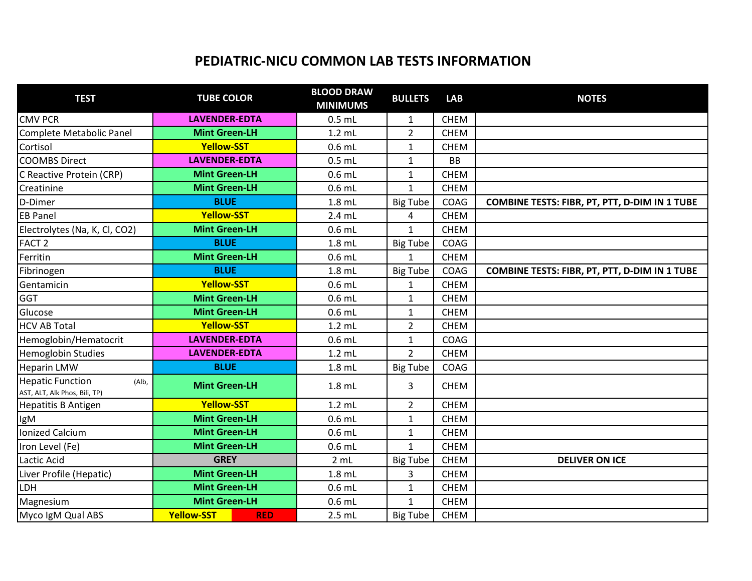# PEDIATRIC-NICU COMMON LAB TESTS INFORMATION

| TEST | TUBE COLOR | BLOOD DRAW MINIMUMS | BULLETS | LAB | NOTES |
|---|---|---|---|---|---|
| CMV PCR | LAVENDER-EDTA | 0.5 mL | 1 | CHEM | |
| Complete Metabolic Panel | Mint Green-LH | 1.2 mL | 2 | CHEM | |
| Cortisol | Yellow-SST | 0.6 mL | 1 | CHEM | |
| COOMBS Direct | LAVENDER-EDTA | 0.5 mL | 1 | BB | |
| C Reactive Protein (CRP) | Mint Green-LH | 0.6 mL | 1 | CHEM | |
| Creatinine | Mint Green-LH | 0.6 mL | 1 | CHEM | |
| D-Dimer | BLUE | 1.8 mL | Big Tube | COAG | **COMBINE TESTS: FIBR, PT, PTT, D-DIM IN 1 TUBE** |
| EB Panel | Yellow-SST | 2.4 mL | 4 | CHEM | |
| Electrolytes (Na, K, Cl, CO2) | Mint Green-LH | 0.6 mL | 1 | CHEM | |
| FACT 2 | BLUE | 1.8 mL | Big Tube | COAG | |
| Ferritin | Mint Green-LH | 0.6 mL | 1 | CHEM | |
| Fibrinogen | BLUE | 1.8 mL | Big Tube | COAG | **COMBINE TESTS: FIBR, PT, PTT, D-DIM IN 1 TUBE** |
| Gentamicin | Yellow-SST | 0.6 mL | 1 | CHEM | |
| GGT | Mint Green-LH | 0.6 mL | 1 | CHEM | |
| Glucose | Mint Green-LH | 0.6 mL | 1 | CHEM | |
| HCV AB Total | Yellow-SST | 1.2 mL | 2 | CHEM | |
| Hemoglobin/Hematocrit | LAVENDER-EDTA | 0.6 mL | 1 | COAG | |
| Hemoglobin Studies | LAVENDER-EDTA | 1.2 mL | 2 | CHEM | |
| Heparin LMW | BLUE | 1.8 mL | Big Tube | COAG | |
| Hepatic Function (Alb, AST, ALT, Alk Phos, Bili, TP) | Mint Green-LH | 1.8 mL | 3 | CHEM | |
| Hepatitis B Antigen | Yellow-SST | 1.2 mL | 2 | CHEM | |
| IgM | Mint Green-LH | 0.6 mL | 1 | CHEM | |
| Ionized Calcium | Mint Green-LH | 0.6 mL | 1 | CHEM | |
| Iron Level (Fe) | Mint Green-LH | 0.6 mL | 1 | CHEM | |
| Lactic Acid | GREY | 2 mL | Big Tube | CHEM | **DELIVER ON ICE** |
| Liver Profile (Hepatic) | Mint Green-LH | 1.8 mL | 3 | CHEM | |
| LDH | Mint Green-LH | 0.6 mL | 1 | CHEM | |
| Magnesium | Mint Green-LH | 0.6 mL | 1 | CHEM | |
| Myco IgM Qual ABS | Yellow-SST RED | 2.5 mL | Big Tube | CHEM | |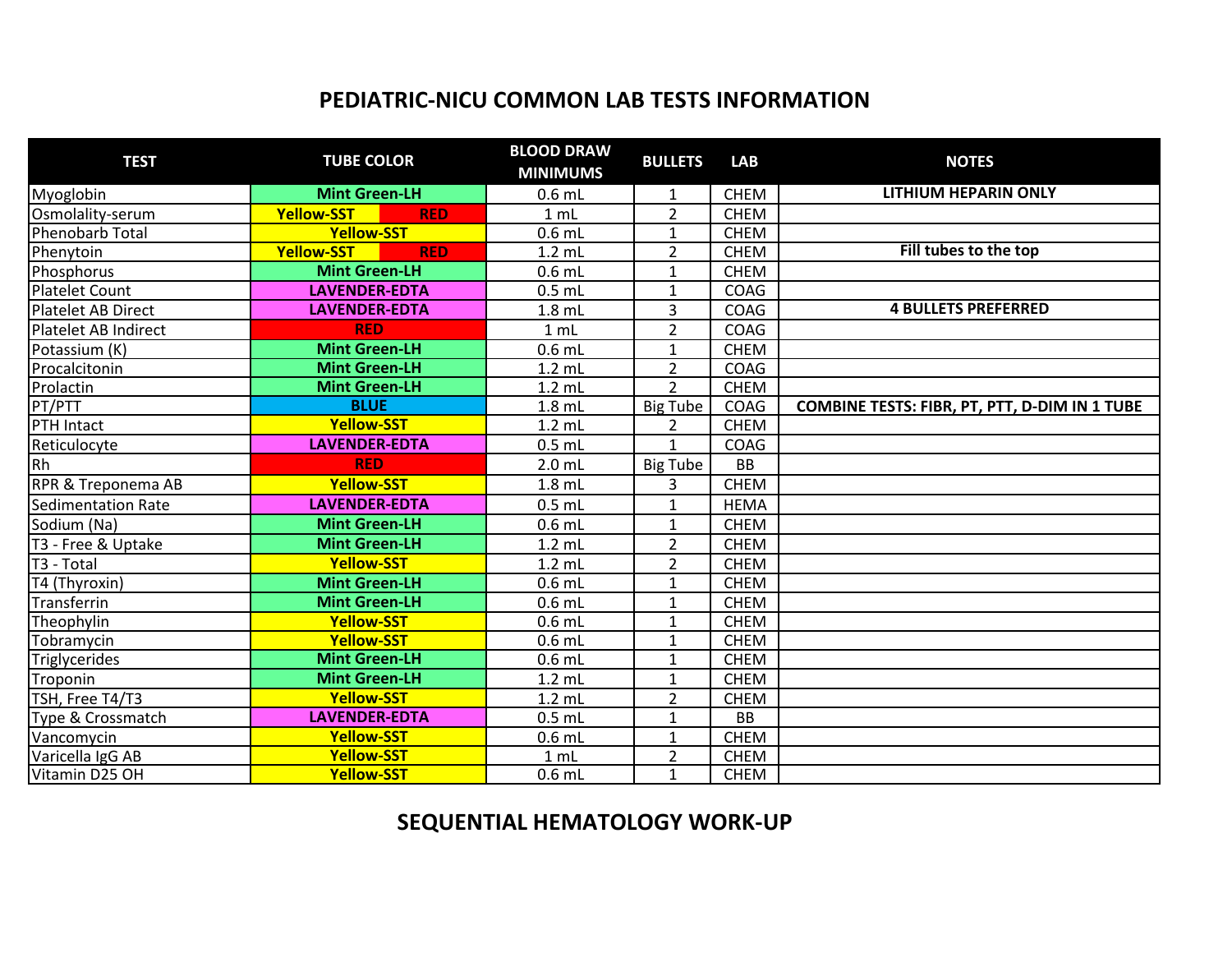## PEDIATRIC-NICU COMMON LAB TESTS INFORMATION

| TEST | TUBE COLOR | BLOOD DRAW MINIMUMS | BULLETS | LAB | NOTES |
|---|---|---|---|---|---|
| Myoglobin | Mint Green-LH | 0.6 mL | 1 | CHEM | **LITHIUM HEPARIN ONLY** |
| Osmolality-serum | Yellow-SST RED | 1 mL | 2 | CHEM | |
| Phenobarb Total | Yellow-SST | 0.6 mL | 1 | CHEM | |
| Phenytoin | Yellow-SST RED | 1.2 mL | 2 | CHEM | **Fill tubes to the top** |
| Phosphorus | Mint Green-LH | 0.6 mL | 1 | CHEM | |
| Platelet Count | LAVENDER-EDTA | 0.5 mL | 1 | COAG | |
| Platelet AB Direct | LAVENDER-EDTA | 1.8 mL | 3 | COAG | **4 BULLETS PREFERRED** |
| Platelet AB Indirect | RED | 1 mL | 2 | COAG | |
| Potassium (K) | Mint Green-LH | 0.6 mL | 1 | CHEM | |
| Procalcitonin | Mint Green-LH | 1.2 mL | 2 | COAG | |
| Prolactin | Mint Green-LH | 1.2 mL | 2 | CHEM | |
| PT/PTT | BLUE | 1.8 mL | Big Tube | COAG | **COMBINE TESTS: FIBR, PT, PTT, D-DIM IN 1 TUBE** |
| PTH Intact | Yellow-SST | 1.2 mL | 2 | CHEM | |
| Reticulocyte | LAVENDER-EDTA | 0.5 mL | 1 | COAG | |
| Rh | RED | 2.0 mL | Big Tube | BB | |
| RPR & Treponema AB | Yellow-SST | 1.8 mL | 3 | CHEM | |
| Sedimentation Rate | LAVENDER-EDTA | 0.5 mL | 1 | HEMA | |
| Sodium (Na) | Mint Green-LH | 0.6 mL | 1 | CHEM | |
| T3 - Free & Uptake | Mint Green-LH | 1.2 mL | 2 | CHEM | |
| T3 - Total | Yellow-SST | 1.2 mL | 2 | CHEM | |
| T4 (Thyroxin) | Mint Green-LH | 0.6 mL | 1 | CHEM | |
| Transferrin | Mint Green-LH | 0.6 mL | 1 | CHEM | |
| Theophylin | Yellow-SST | 0.6 mL | 1 | CHEM | |
| Tobramycin | Yellow-SST | 0.6 mL | 1 | CHEM | |
| Triglycerides | Mint Green-LH | 0.6 mL | 1 | CHEM | |
| Troponin | Mint Green-LH | 1.2 mL | 1 | CHEM | |
| TSH, Free T4/T3 | Yellow-SST | 1.2 mL | 2 | CHEM | |
| Type & Crossmatch | LAVENDER-EDTA | 0.5 mL | 1 | BB | |
| Vancomycin | Yellow-SST | 0.6 mL | 1 | CHEM | |
| Varicella IgG AB | Yellow-SST | 1 mL | 2 | CHEM | |
| Vitamin D25 OH | Yellow-SST | 0.6 mL | 1 | CHEM | |

## SEQUENTIAL HEMATOLOGY WORK-UP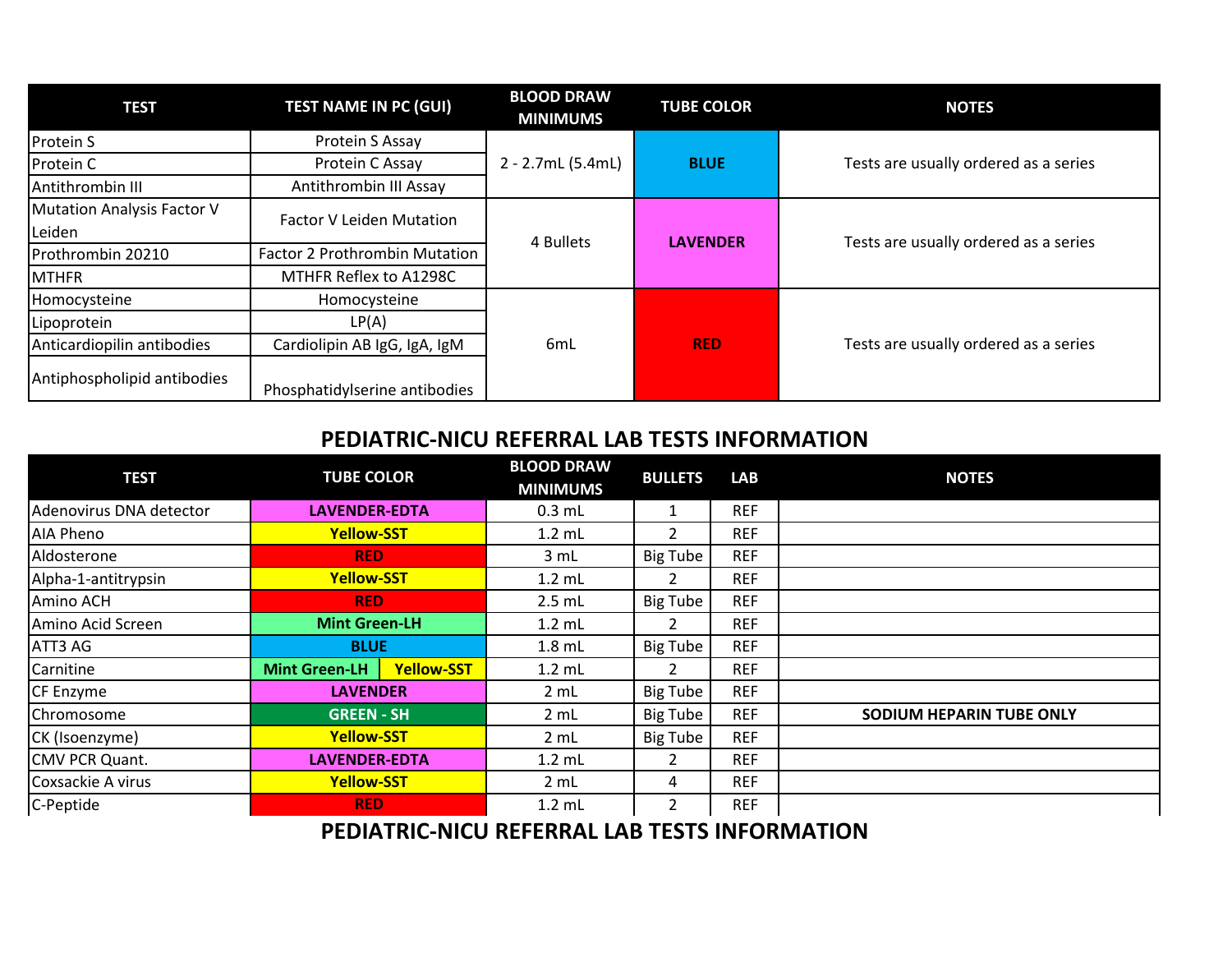| TEST | TEST NAME IN PC (GUI) | BLOOD DRAW MINIMUMS | TUBE COLOR | NOTES |
|---|---|---|---|---|
| Protein S | Protein S Assay | 2 - 2.7mL (5.4mL) | BLUE | Tests are usually ordered as a series |
| Protein C | Protein C Assay | | | |
| Antithrombin III | Antithrombin III Assay | | | |
| Mutation Analysis Factor V Leiden | Factor V Leiden Mutation | 4 Bullets | LAVENDER | Tests are usually ordered as a series |
| Prothrombin 20210 | Factor 2 Prothrombin Mutation | | | |
| MTHFR | MTHFR Reflex to A1298C | | | |
| Homocysteine | Homocysteine | 6mL | RED | Tests are usually ordered as a series |
| Lipoprotein | LP(A) | | | |
| Anticardiopilin antibodies | Cardiolipin AB IgG, IgA, IgM | | | |
| Antiphospholipid antibodies | Phosphatidylserine antibodies | | | |

## PEDIATRIC-NICU REFERRAL LAB TESTS INFORMATION

| TEST | TUBE COLOR | | BLOOD DRAW MINIMUMS | BULLETS | LAB | NOTES |
|---|---|---|---|---|---|---|
| Adenovirus DNA detector | LAVENDER-EDTA | | 0.3 mL | 1 | REF | |
| AIA Pheno | Yellow-SST | | 1.2 mL | 2 | REF | |
| Aldosterone | RED | | 3 mL | Big Tube | REF | |
| Alpha-1-antitrypsin | Yellow-SST | | 1.2 mL | 2 | REF | |
| Amino ACH | RED | | 2.5 mL | Big Tube | REF | |
| Amino Acid Screen | Mint Green-LH | | 1.2 mL | 2 | REF | |
| ATT3 AG | BLUE | | 1.8 mL | Big Tube | REF | |
| Carnitine | Mint Green-LH | Yellow-SST | 1.2 mL | 2 | REF | |
| CF Enzyme | LAVENDER | | 2 mL | Big Tube | REF | |
| Chromosome | GREEN - SH | | 2 mL | Big Tube | REF | SODIUM HEPARIN TUBE ONLY |
| CK (Isoenzyme) | Yellow-SST | | 2 mL | Big Tube | REF | |
| CMV PCR Quant. | LAVENDER-EDTA | | 1.2 mL | 2 | REF | |
| Coxsackie A virus | Yellow-SST | | 2 mL | 4 | REF | |
| C-Peptide | RED | | 1.2 mL | 2 | REF | |

## PEDIATRIC-NICU REFERRAL LAB TESTS INFORMATION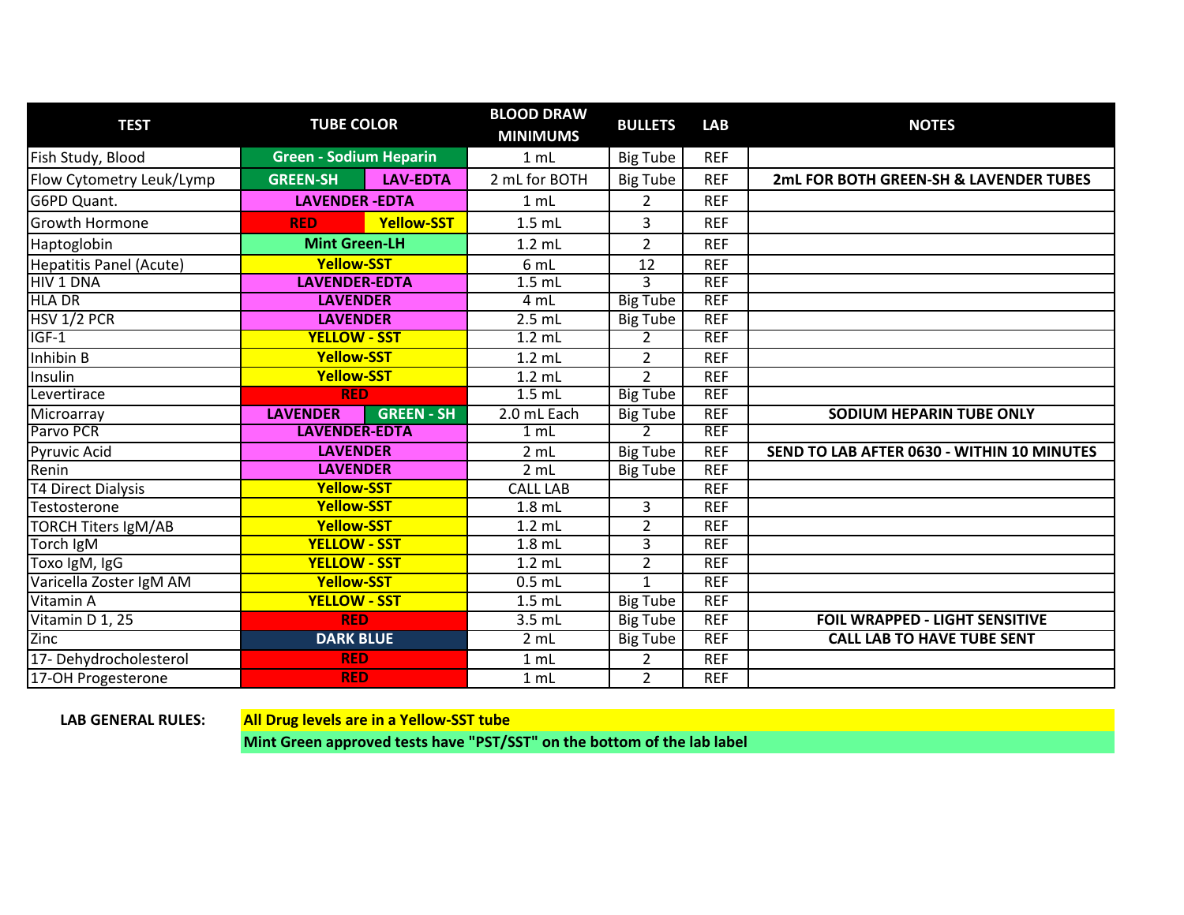| TEST | TUBE COLOR | BLOOD DRAW MINIMUMS | BULLETS | LAB | NOTES |
|---|---|---|---|---|---|
| Fish Study, Blood | Green - Sodium Heparin | 1 mL | Big Tube | REF | |
| Flow Cytometry Leuk/Lymp | GREEN-SH / LAV-EDTA | 2 mL for BOTH | Big Tube | REF | **2mL FOR BOTH GREEN-SH & LAVENDER TUBES** |
| G6PD Quant. | LAVENDER -EDTA | 1 mL | 2 | REF | |
| Growth Hormone | RED / Yellow-SST | 1.5 mL | 3 | REF | |
| Haptoglobin | Mint Green-LH | 1.2 mL | 2 | REF | |
| Hepatitis Panel (Acute) | Yellow-SST | 6 mL | 12 | REF | |
| HIV 1 DNA | LAVENDER-EDTA | 1.5 mL | 3 | REF | |
| HLA DR | LAVENDER | 4 mL | Big Tube | REF | |
| HSV 1/2 PCR | LAVENDER | 2.5 mL | Big Tube | REF | |
| IGF-1 | YELLOW - SST | 1.2 mL | 2 | REF | |
| Inhibin B | Yellow-SST | 1.2 mL | 2 | REF | |
| Insulin | Yellow-SST | 1.2 mL | 2 | REF | |
| Levertirace | RED | 1.5 mL | Big Tube | REF | |
| Microarray | LAVENDER / GREEN - SH | 2.0 mL Each | Big Tube | REF | **SODIUM HEPARIN TUBE ONLY** |
| Parvo PCR | LAVENDER-EDTA | 1 mL | 2 | REF | |
| Pyruvic Acid | LAVENDER | 2 mL | Big Tube | REF | **SEND TO LAB AFTER 0630 - WITHIN 10 MINUTES** |
| Renin | LAVENDER | 2 mL | Big Tube | REF | |
| T4 Direct Dialysis | Yellow-SST | CALL LAB | | REF | |
| Testosterone | Yellow-SST | 1.8 mL | 3 | REF | |
| TORCH Titers IgM/AB | Yellow-SST | 1.2 mL | 2 | REF | |
| Torch IgM | YELLOW - SST | 1.8 mL | 3 | REF | |
| Toxo IgM, IgG | YELLOW - SST | 1.2 mL | 2 | REF | |
| Varicella Zoster IgM AM | Yellow-SST | 0.5 mL | 1 | REF | |
| Vitamin A | YELLOW - SST | 1.5 mL | Big Tube | REF | |
| Vitamin D 1, 25 | RED | 3.5 mL | Big Tube | REF | **FOIL WRAPPED - LIGHT SENSITIVE** |
| Zinc | DARK BLUE | 2 mL | Big Tube | REF | **CALL LAB TO HAVE TUBE SENT** |
| 17- Dehydrocholesterol | RED | 1 mL | 2 | REF | |
| 17-OH Progesterone | RED | 1 mL | 2 | REF | |

**LAB GENERAL RULES:**

**All Drug levels are in a Yellow-SST tube**

**Mint Green approved tests have "PST/SST" on the bottom of the lab label**